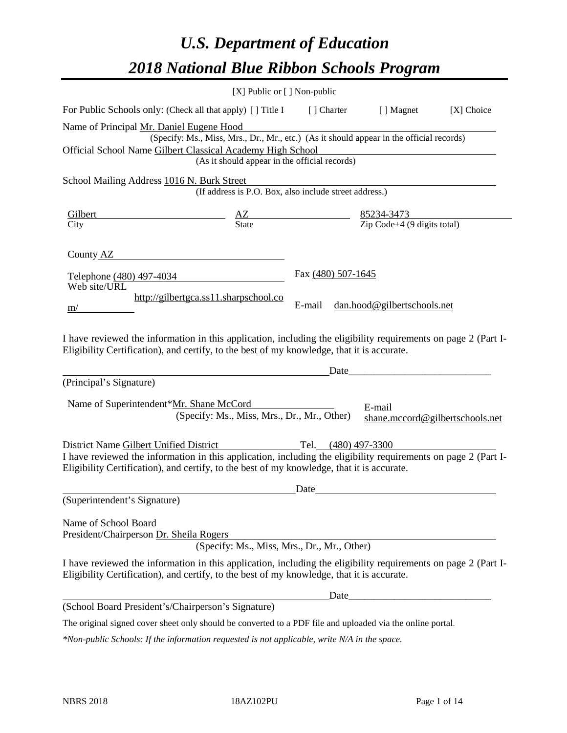# *U.S. Department of Education*

# *2018 National Blue Ribbon Schools Program*

[X] Public or [ ] Non-public

For Public Schools only: (Check all that apply) [ ] Title I [ ] Charter [ ] Magnet [X] Choice

Name of Principal Mr. Daniel Eugene Hood
(Specify: Ms., Miss, Mrs., Dr., Mr., etc.) (As it should appear in the official records)

Official School Name Gilbert Classical Academy High School
(As it should appear in the official records)

School Mailing Address 1016 N. Burk Street
(If address is P.O. Box, also include street address.)

| Gilbert | AZ | 85234-3473 |
|---|---|---|
| City | State | Zip Code+4 (9 digits total) |

County AZ

Telephone (480) 497-4034 Fax (480) 507-1645

Web site/URL http://gilbertgca.ss11.sharpschool.com/ E-mail dan.hood@gilbertschools.net

I have reviewed the information in this application, including the eligibility requirements on page 2 (Part I-Eligibility Certification), and certify, to the best of my knowledge, that it is accurate.

_______________________________________ Date_______________________

(Principal's Signature)

Name of Superintendent*Mr. Shane McCord
(Specify: Ms., Miss, Mrs., Dr., Mr., Other)

E-mail shane.mccord@gilbertschools.net

District Name Gilbert Unified District Tel. (480) 497-3300

I have reviewed the information in this application, including the eligibility requirements on page 2 (Part I-Eligibility Certification), and certify, to the best of my knowledge, that it is accurate.

_______________________________________ Date_______________________

(Superintendent's Signature)

Name of School Board President/Chairperson Dr. Sheila Rogers
(Specify: Ms., Miss, Mrs., Dr., Mr., Other)

I have reviewed the information in this application, including the eligibility requirements on page 2 (Part I-Eligibility Certification), and certify, to the best of my knowledge, that it is accurate.

_______________________________________ Date_______________________

(School Board President's/Chairperson's Signature)

The original signed cover sheet only should be converted to a PDF file and uploaded via the online portal.

*\*Non-public Schools: If the information requested is not applicable, write N/A in the space.*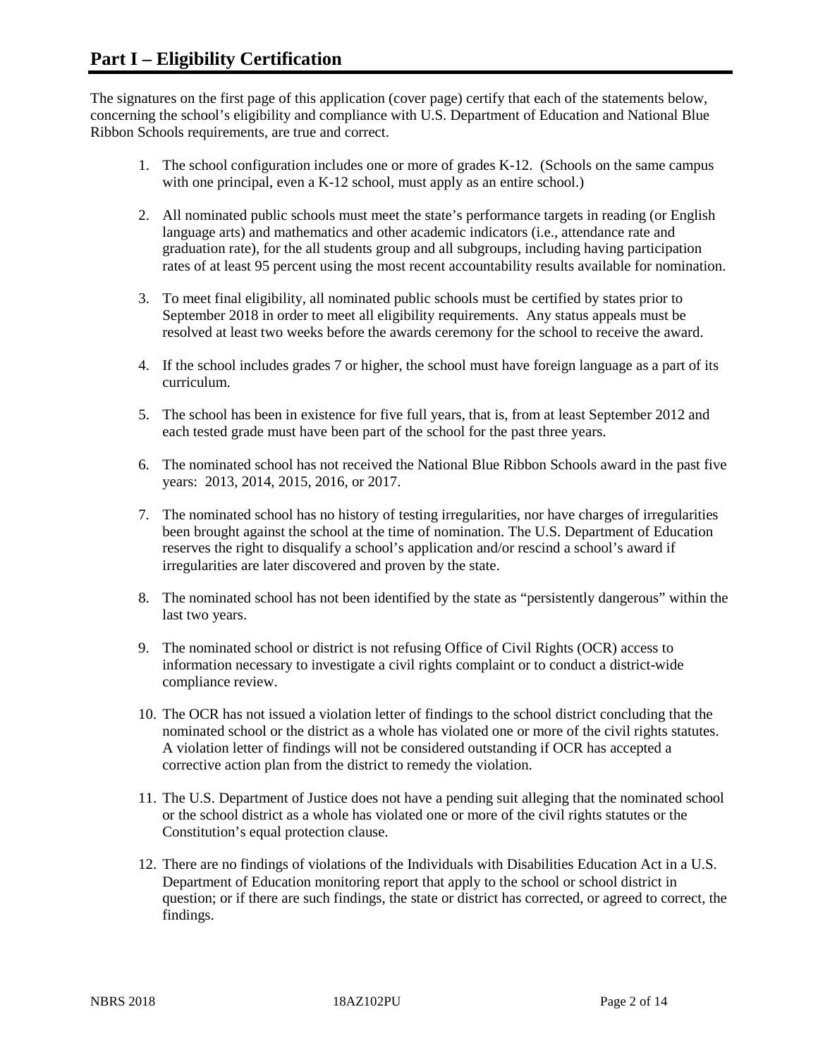# Part I – Eligibility Certification

The signatures on the first page of this application (cover page) certify that each of the statements below, concerning the school's eligibility and compliance with U.S. Department of Education and National Blue Ribbon Schools requirements, are true and correct.

1. The school configuration includes one or more of grades K-12. (Schools on the same campus with one principal, even a K-12 school, must apply as an entire school.)

2. All nominated public schools must meet the state's performance targets in reading (or English language arts) and mathematics and other academic indicators (i.e., attendance rate and graduation rate), for the all students group and all subgroups, including having participation rates of at least 95 percent using the most recent accountability results available for nomination.

3. To meet final eligibility, all nominated public schools must be certified by states prior to September 2018 in order to meet all eligibility requirements. Any status appeals must be resolved at least two weeks before the awards ceremony for the school to receive the award.

4. If the school includes grades 7 or higher, the school must have foreign language as a part of its curriculum.

5. The school has been in existence for five full years, that is, from at least September 2012 and each tested grade must have been part of the school for the past three years.

6. The nominated school has not received the National Blue Ribbon Schools award in the past five years: 2013, 2014, 2015, 2016, or 2017.

7. The nominated school has no history of testing irregularities, nor have charges of irregularities been brought against the school at the time of nomination. The U.S. Department of Education reserves the right to disqualify a school's application and/or rescind a school's award if irregularities are later discovered and proven by the state.

8. The nominated school has not been identified by the state as "persistently dangerous" within the last two years.

9. The nominated school or district is not refusing Office of Civil Rights (OCR) access to information necessary to investigate a civil rights complaint or to conduct a district-wide compliance review.

10. The OCR has not issued a violation letter of findings to the school district concluding that the nominated school or the district as a whole has violated one or more of the civil rights statutes. A violation letter of findings will not be considered outstanding if OCR has accepted a corrective action plan from the district to remedy the violation.

11. The U.S. Department of Justice does not have a pending suit alleging that the nominated school or the school district as a whole has violated one or more of the civil rights statutes or the Constitution's equal protection clause.

12. There are no findings of violations of the Individuals with Disabilities Education Act in a U.S. Department of Education monitoring report that apply to the school or school district in question; or if there are such findings, the state or district has corrected, or agreed to correct, the findings.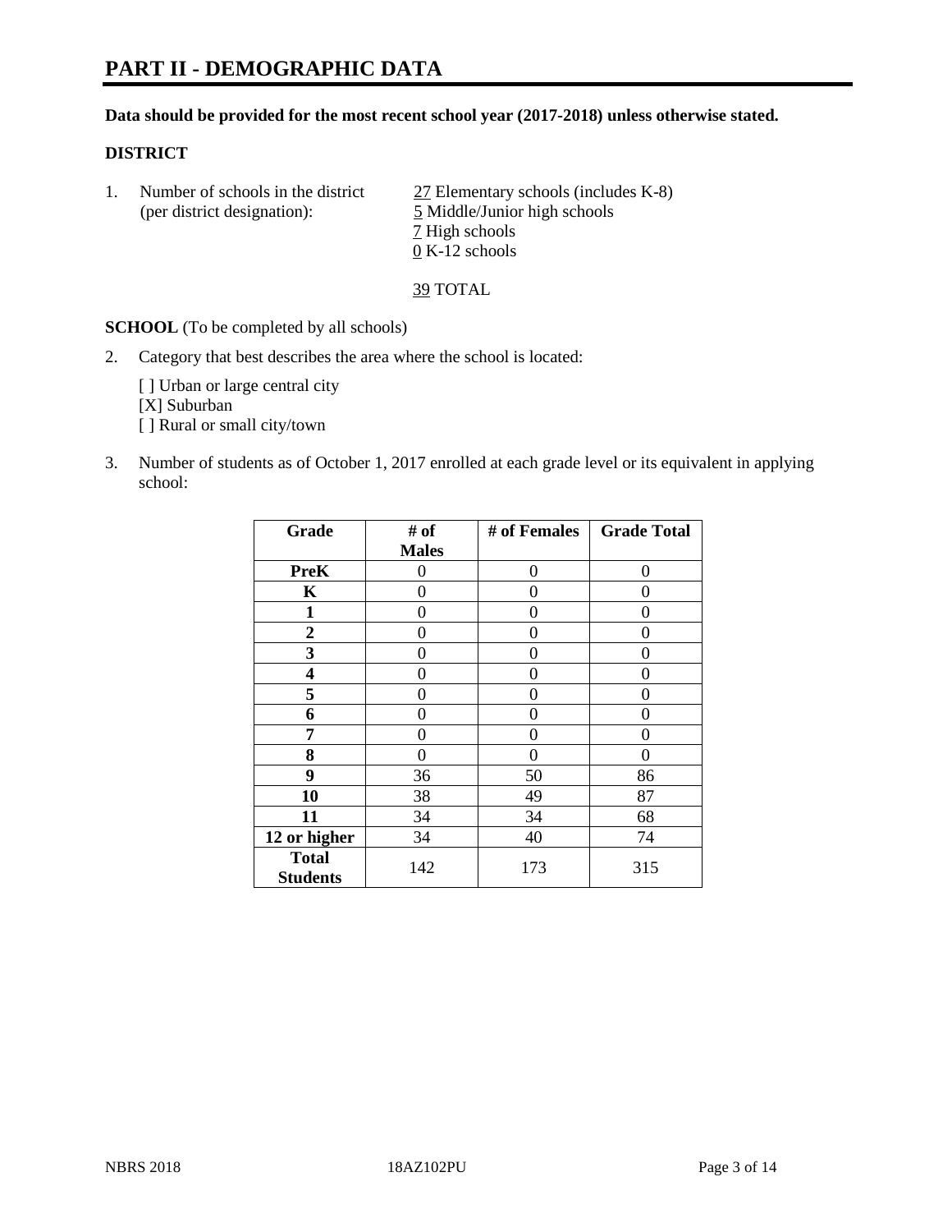# PART II - DEMOGRAPHIC DATA

**Data should be provided for the most recent school year (2017-2018) unless otherwise stated.**

## DISTRICT

1. Number of schools in the district (per district designation):
   27 Elementary schools (includes K-8)
   5 Middle/Junior high schools
   7 High schools
   0 K-12 schools

   39 TOTAL

**SCHOOL** (To be completed by all schools)

2. Category that best describes the area where the school is located:

   [ ] Urban or large central city
   [X] Suburban
   [ ] Rural or small city/town

3. Number of students as of October 1, 2017 enrolled at each grade level or its equivalent in applying school:

| Grade | # of Males | # of Females | Grade Total |
|---|---|---|---|
| PreK | 0 | 0 | 0 |
| K | 0 | 0 | 0 |
| 1 | 0 | 0 | 0 |
| 2 | 0 | 0 | 0 |
| 3 | 0 | 0 | 0 |
| 4 | 0 | 0 | 0 |
| 5 | 0 | 0 | 0 |
| 6 | 0 | 0 | 0 |
| 7 | 0 | 0 | 0 |
| 8 | 0 | 0 | 0 |
| 9 | 36 | 50 | 86 |
| 10 | 38 | 49 | 87 |
| 11 | 34 | 34 | 68 |
| 12 or higher | 34 | 40 | 74 |
| Total Students | 142 | 173 | 315 |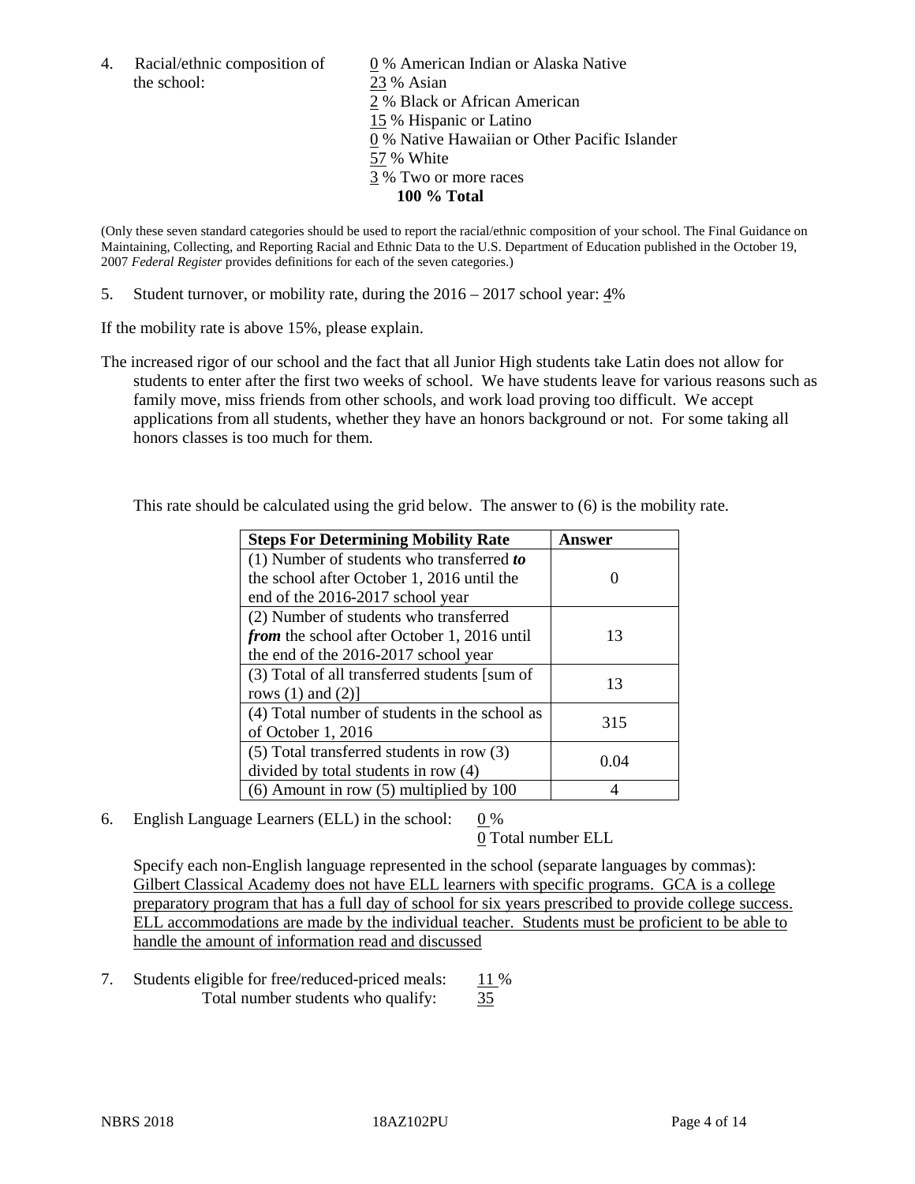4. Racial/ethnic composition of the school:

0 % American Indian or Alaska Native
23 % Asian
2 % Black or African American
15 % Hispanic or Latino
0 % Native Hawaiian or Other Pacific Islander
57 % White
3 % Two or more races
**100 % Total**

(Only these seven standard categories should be used to report the racial/ethnic composition of your school. The Final Guidance on Maintaining, Collecting, and Reporting Racial and Ethnic Data to the U.S. Department of Education published in the October 19, 2007 *Federal Register* provides definitions for each of the seven categories.)

5. Student turnover, or mobility rate, during the 2016 – 2017 school year: 4%

If the mobility rate is above 15%, please explain.

The increased rigor of our school and the fact that all Junior High students take Latin does not allow for students to enter after the first two weeks of school. We have students leave for various reasons such as family move, miss friends from other schools, and work load proving too difficult. We accept applications from all students, whether they have an honors background or not. For some taking all honors classes is too much for them.

This rate should be calculated using the grid below. The answer to (6) is the mobility rate.

| **Steps For Determining Mobility Rate** | **Answer** |
|---|---|
| (1) Number of students who transferred ***to*** the school after October 1, 2016 until the end of the 2016-2017 school year | 0 |
| (2) Number of students who transferred ***from*** the school after October 1, 2016 until the end of the 2016-2017 school year | 13 |
| (3) Total of all transferred students [sum of rows (1) and (2)] | 13 |
| (4) Total number of students in the school as of October 1, 2016 | 315 |
| (5) Total transferred students in row (3) divided by total students in row (4) | 0.04 |
| (6) Amount in row (5) multiplied by 100 | 4 |

6. English Language Learners (ELL) in the school: 0 %
0 Total number ELL

Specify each non-English language represented in the school (separate languages by commas):
Gilbert Classical Academy does not have ELL learners with specific programs. GCA is a college preparatory program that has a full day of school for six years prescribed to provide college success. ELL accommodations are made by the individual teacher. Students must be proficient to be able to handle the amount of information read and discussed

7. Students eligible for free/reduced-priced meals: 11 %
Total number students who qualify: 35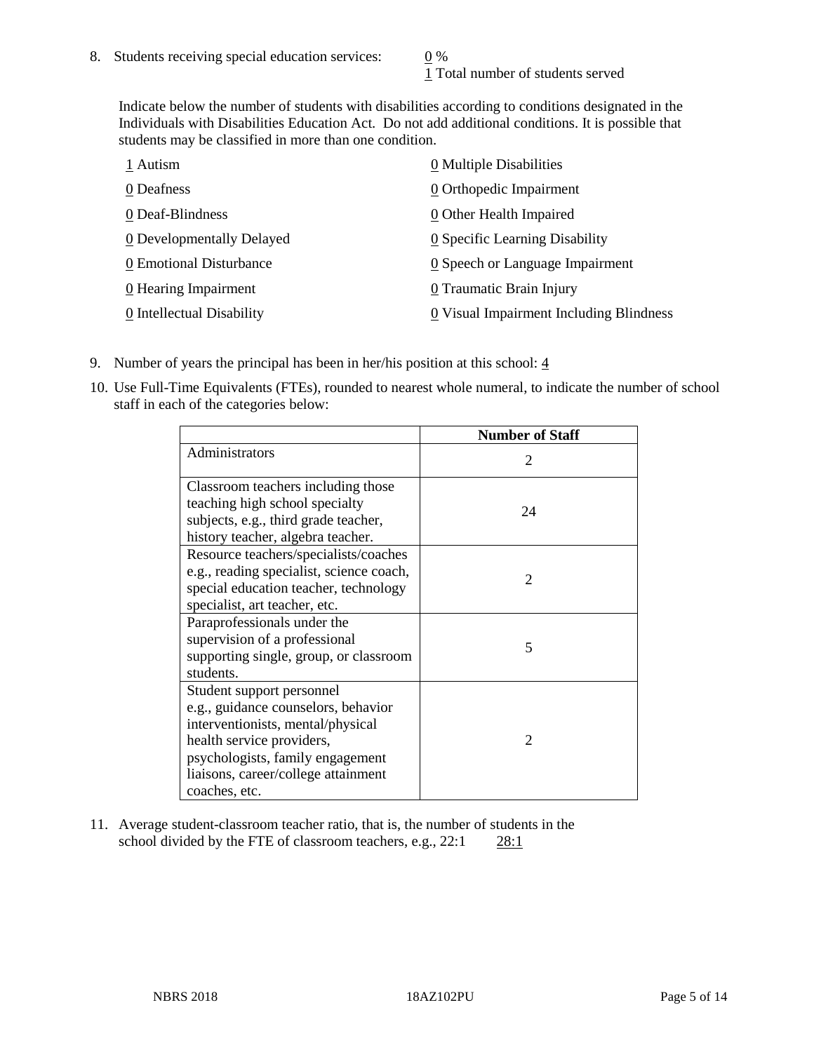8. Students receiving special education services: 0 %
   1 Total number of students served

   Indicate below the number of students with disabilities according to conditions designated in the Individuals with Disabilities Education Act. Do not add additional conditions. It is possible that students may be classified in more than one condition.

   1 Autism
   0 Deafness
   0 Deaf-Blindness
   0 Developmentally Delayed
   0 Emotional Disturbance
   0 Hearing Impairment
   0 Intellectual Disability
   0 Multiple Disabilities
   0 Orthopedic Impairment
   0 Other Health Impaired
   0 Specific Learning Disability
   0 Speech or Language Impairment
   0 Traumatic Brain Injury
   0 Visual Impairment Including Blindness

9. Number of years the principal has been in her/his position at this school: 4

10. Use Full-Time Equivalents (FTEs), rounded to nearest whole numeral, to indicate the number of school staff in each of the categories below:

| | Number of Staff |
|---|---|
| Administrators | 2 |
| Classroom teachers including those teaching high school specialty subjects, e.g., third grade teacher, history teacher, algebra teacher. | 24 |
| Resource teachers/specialists/coaches e.g., reading specialist, science coach, special education teacher, technology specialist, art teacher, etc. | 2 |
| Paraprofessionals under the supervision of a professional supporting single, group, or classroom students. | 5 |
| Student support personnel e.g., guidance counselors, behavior interventionists, mental/physical health service providers, psychologists, family engagement liaisons, career/college attainment coaches, etc. | 2 |

11. Average student-classroom teacher ratio, that is, the number of students in the school divided by the FTE of classroom teachers, e.g., 22:1 28:1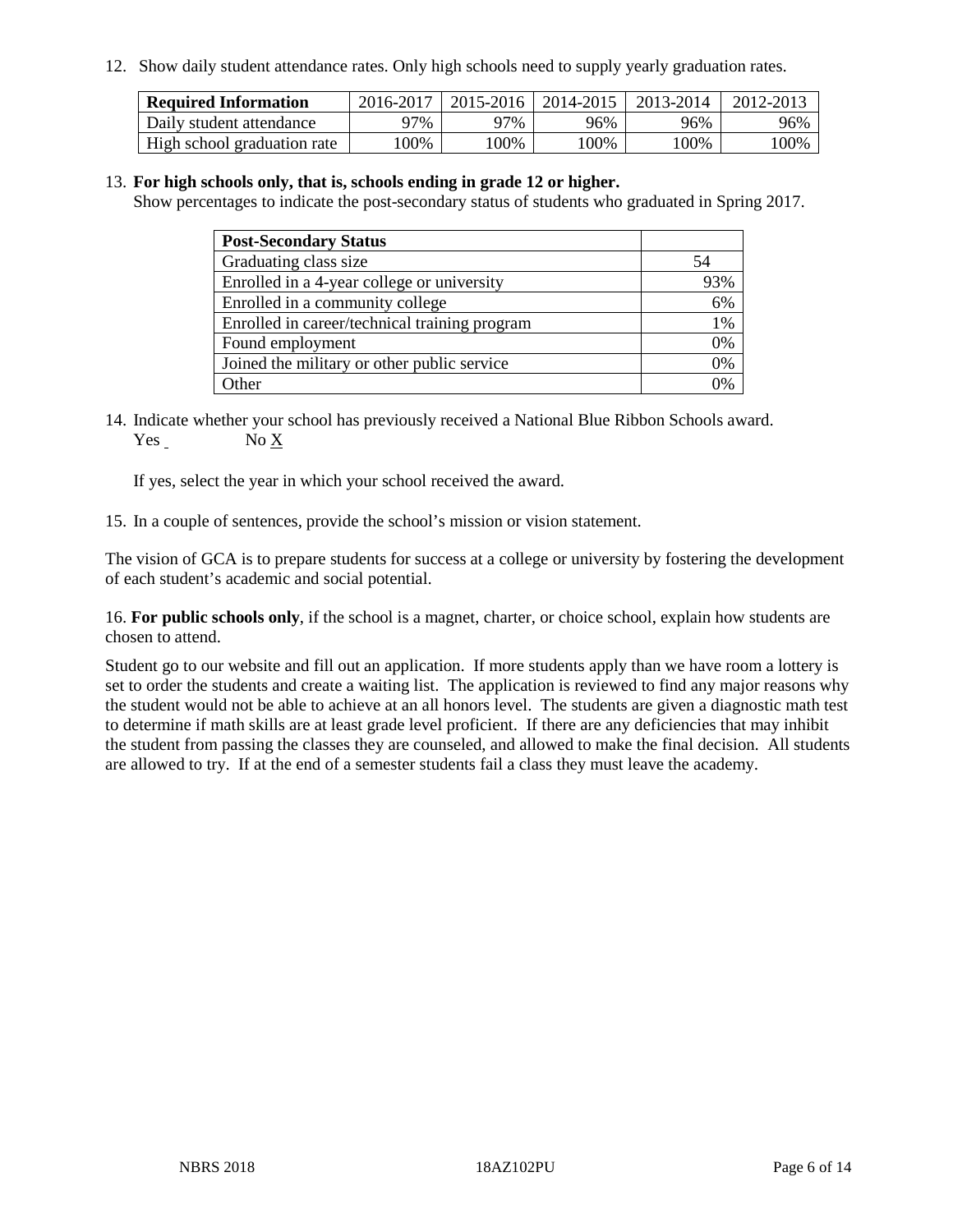12. Show daily student attendance rates. Only high schools need to supply yearly graduation rates.

| **Required Information** | 2016-2017 | 2015-2016 | 2014-2015 | 2013-2014 | 2012-2013 |
|---|---|---|---|---|---|
| Daily student attendance | 97% | 97% | 96% | 96% | 96% |
| High school graduation rate | 100% | 100% | 100% | 100% | 100% |

13. **For high schools only, that is, schools ending in grade 12 or higher.**
Show percentages to indicate the post-secondary status of students who graduated in Spring 2017.

| **Post-Secondary Status** | |
|---|---|
| Graduating class size | 54 |
| Enrolled in a 4-year college or university | 93% |
| Enrolled in a community college | 6% |
| Enrolled in career/technical training program | 1% |
| Found employment | 0% |
| Joined the military or other public service | 0% |
| Other | 0% |

14. Indicate whether your school has previously received a National Blue Ribbon Schools award.
Yes ___ No X

If yes, select the year in which your school received the award.

15. In a couple of sentences, provide the school's mission or vision statement.

The vision of GCA is to prepare students for success at a college or university by fostering the development of each student's academic and social potential.

16. **For public schools only**, if the school is a magnet, charter, or choice school, explain how students are chosen to attend.

Student go to our website and fill out an application. If more students apply than we have room a lottery is set to order the students and create a waiting list. The application is reviewed to find any major reasons why the student would not be able to achieve at an all honors level. The students are given a diagnostic math test to determine if math skills are at least grade level proficient. If there are any deficiencies that may inhibit the student from passing the classes they are counseled, and allowed to make the final decision. All students are allowed to try. If at the end of a semester students fail a class they must leave the academy.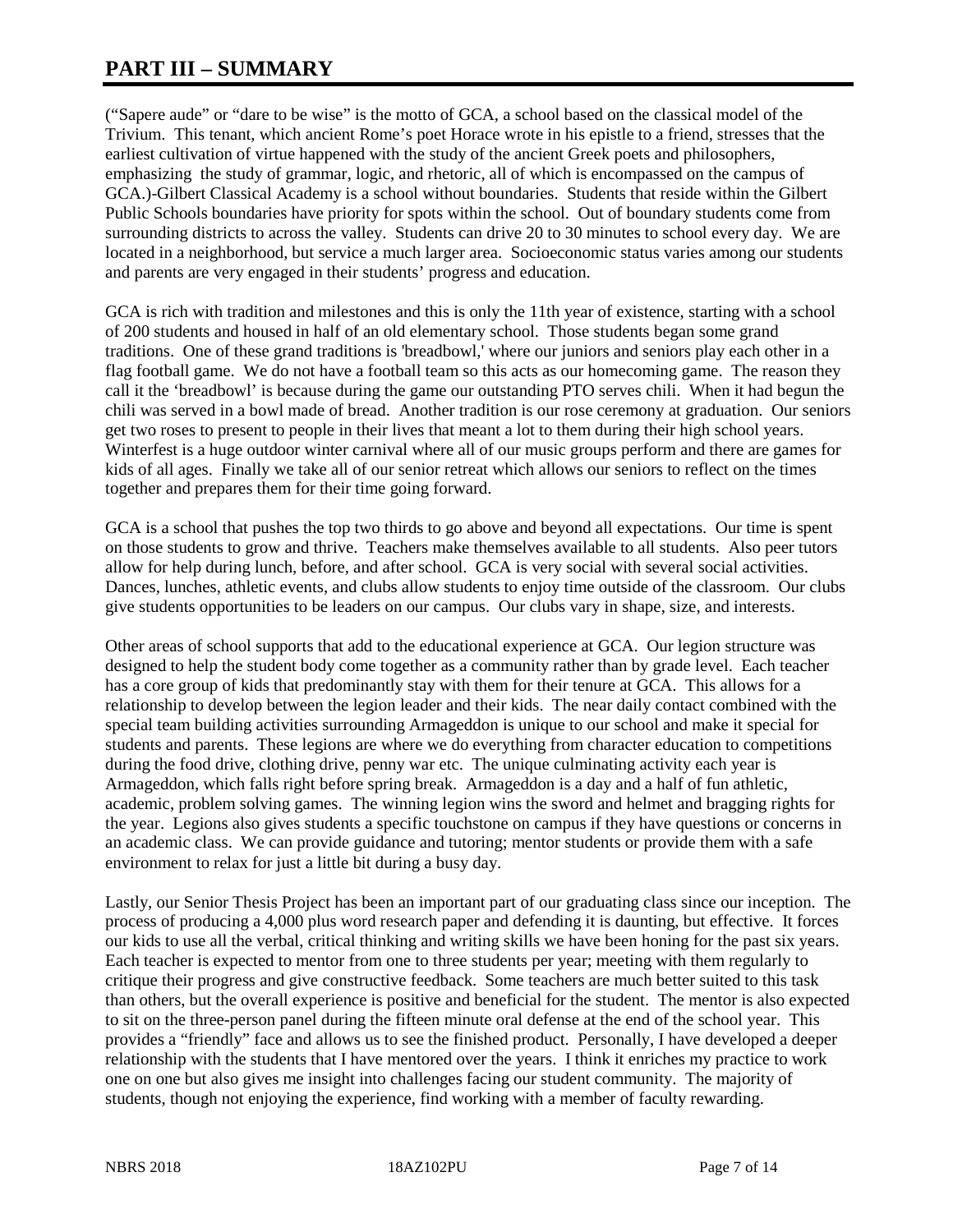# PART III – SUMMARY

("Sapere aude" or "dare to be wise" is the motto of GCA, a school based on the classical model of the Trivium. This tenant, which ancient Rome's poet Horace wrote in his epistle to a friend, stresses that the earliest cultivation of virtue happened with the study of the ancient Greek poets and philosophers, emphasizing the study of grammar, logic, and rhetoric, all of which is encompassed on the campus of GCA.)-Gilbert Classical Academy is a school without boundaries. Students that reside within the Gilbert Public Schools boundaries have priority for spots within the school. Out of boundary students come from surrounding districts to across the valley. Students can drive 20 to 30 minutes to school every day. We are located in a neighborhood, but service a much larger area. Socioeconomic status varies among our students and parents are very engaged in their students' progress and education.

GCA is rich with tradition and milestones and this is only the 11th year of existence, starting with a school of 200 students and housed in half of an old elementary school. Those students began some grand traditions. One of these grand traditions is 'breadbowl,' where our juniors and seniors play each other in a flag football game. We do not have a football team so this acts as our homecoming game. The reason they call it the 'breadbowl' is because during the game our outstanding PTO serves chili. When it had begun the chili was served in a bowl made of bread. Another tradition is our rose ceremony at graduation. Our seniors get two roses to present to people in their lives that meant a lot to them during their high school years. Winterfest is a huge outdoor winter carnival where all of our music groups perform and there are games for kids of all ages. Finally we take all of our senior retreat which allows our seniors to reflect on the times together and prepares them for their time going forward.

GCA is a school that pushes the top two thirds to go above and beyond all expectations. Our time is spent on those students to grow and thrive. Teachers make themselves available to all students. Also peer tutors allow for help during lunch, before, and after school. GCA is very social with several social activities. Dances, lunches, athletic events, and clubs allow students to enjoy time outside of the classroom. Our clubs give students opportunities to be leaders on our campus. Our clubs vary in shape, size, and interests.

Other areas of school supports that add to the educational experience at GCA. Our legion structure was designed to help the student body come together as a community rather than by grade level. Each teacher has a core group of kids that predominantly stay with them for their tenure at GCA. This allows for a relationship to develop between the legion leader and their kids. The near daily contact combined with the special team building activities surrounding Armageddon is unique to our school and make it special for students and parents. These legions are where we do everything from character education to competitions during the food drive, clothing drive, penny war etc. The unique culminating activity each year is Armageddon, which falls right before spring break. Armageddon is a day and a half of fun athletic, academic, problem solving games. The winning legion wins the sword and helmet and bragging rights for the year. Legions also gives students a specific touchstone on campus if they have questions or concerns in an academic class. We can provide guidance and tutoring; mentor students or provide them with a safe environment to relax for just a little bit during a busy day.

Lastly, our Senior Thesis Project has been an important part of our graduating class since our inception. The process of producing a 4,000 plus word research paper and defending it is daunting, but effective. It forces our kids to use all the verbal, critical thinking and writing skills we have been honing for the past six years. Each teacher is expected to mentor from one to three students per year; meeting with them regularly to critique their progress and give constructive feedback. Some teachers are much better suited to this task than others, but the overall experience is positive and beneficial for the student. The mentor is also expected to sit on the three-person panel during the fifteen minute oral defense at the end of the school year. This provides a "friendly" face and allows us to see the finished product. Personally, I have developed a deeper relationship with the students that I have mentored over the years. I think it enriches my practice to work one on one but also gives me insight into challenges facing our student community. The majority of students, though not enjoying the experience, find working with a member of faculty rewarding.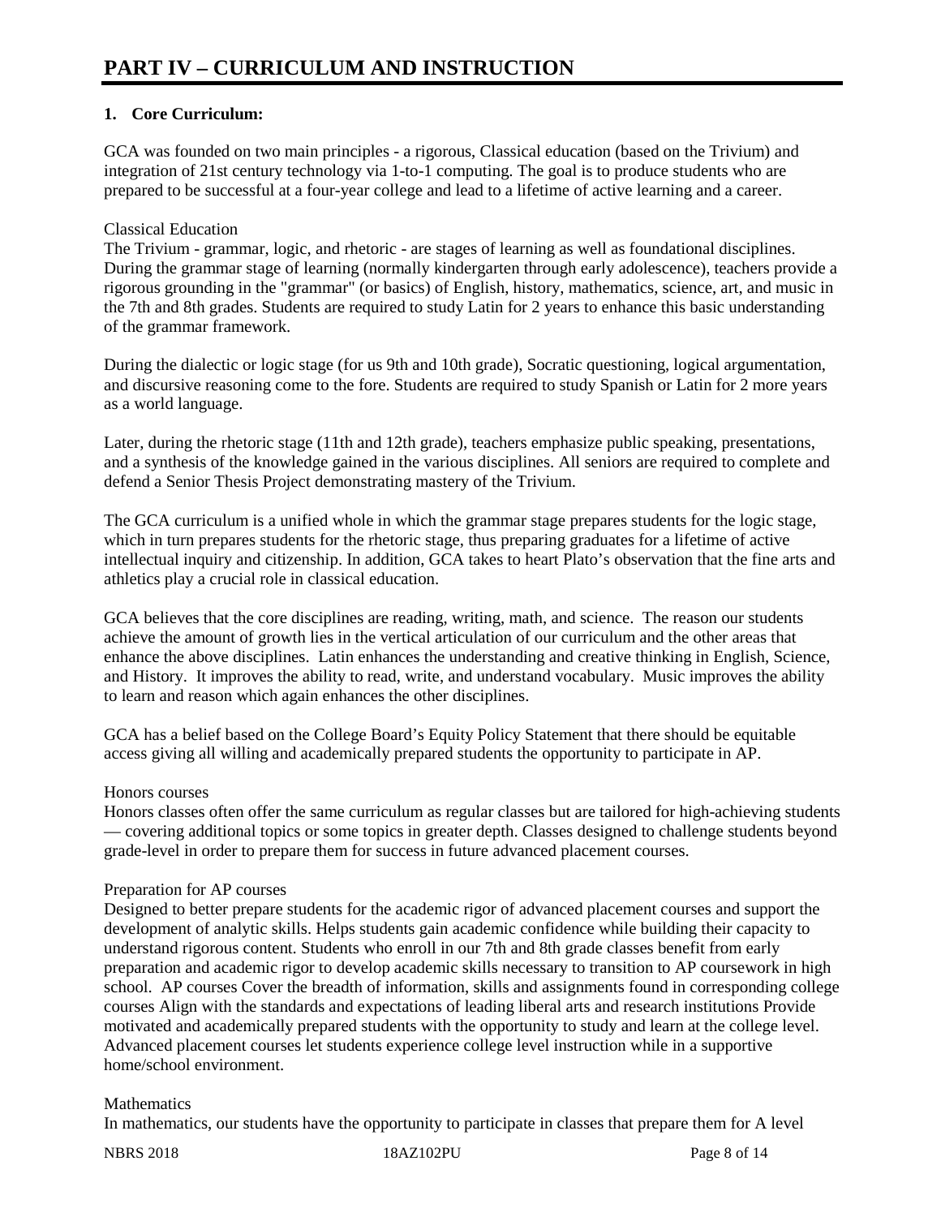# PART IV – CURRICULUM AND INSTRUCTION

**1. Core Curriculum:**

GCA was founded on two main principles - a rigorous, Classical education (based on the Trivium) and integration of 21st century technology via 1-to-1 computing. The goal is to produce students who are prepared to be successful at a four-year college and lead to a lifetime of active learning and a career.

Classical Education
The Trivium - grammar, logic, and rhetoric - are stages of learning as well as foundational disciplines. During the grammar stage of learning (normally kindergarten through early adolescence), teachers provide a rigorous grounding in the "grammar" (or basics) of English, history, mathematics, science, art, and music in the 7th and 8th grades. Students are required to study Latin for 2 years to enhance this basic understanding of the grammar framework.

During the dialectic or logic stage (for us 9th and 10th grade), Socratic questioning, logical argumentation, and discursive reasoning come to the fore. Students are required to study Spanish or Latin for 2 more years as a world language.

Later, during the rhetoric stage (11th and 12th grade), teachers emphasize public speaking, presentations, and a synthesis of the knowledge gained in the various disciplines. All seniors are required to complete and defend a Senior Thesis Project demonstrating mastery of the Trivium.

The GCA curriculum is a unified whole in which the grammar stage prepares students for the logic stage, which in turn prepares students for the rhetoric stage, thus preparing graduates for a lifetime of active intellectual inquiry and citizenship. In addition, GCA takes to heart Plato's observation that the fine arts and athletics play a crucial role in classical education.

GCA believes that the core disciplines are reading, writing, math, and science. The reason our students achieve the amount of growth lies in the vertical articulation of our curriculum and the other areas that enhance the above disciplines. Latin enhances the understanding and creative thinking in English, Science, and History. It improves the ability to read, write, and understand vocabulary. Music improves the ability to learn and reason which again enhances the other disciplines.

GCA has a belief based on the College Board's Equity Policy Statement that there should be equitable access giving all willing and academically prepared students the opportunity to participate in AP.

Honors courses
Honors classes often offer the same curriculum as regular classes but are tailored for high-achieving students — covering additional topics or some topics in greater depth. Classes designed to challenge students beyond grade-level in order to prepare them for success in future advanced placement courses.

Preparation for AP courses
Designed to better prepare students for the academic rigor of advanced placement courses and support the development of analytic skills. Helps students gain academic confidence while building their capacity to understand rigorous content. Students who enroll in our 7th and 8th grade classes benefit from early preparation and academic rigor to develop academic skills necessary to transition to AP coursework in high school. AP courses Cover the breadth of information, skills and assignments found in corresponding college courses Align with the standards and expectations of leading liberal arts and research institutions Provide motivated and academically prepared students with the opportunity to study and learn at the college level. Advanced placement courses let students experience college level instruction while in a supportive home/school environment.

Mathematics
In mathematics, our students have the opportunity to participate in classes that prepare them for A level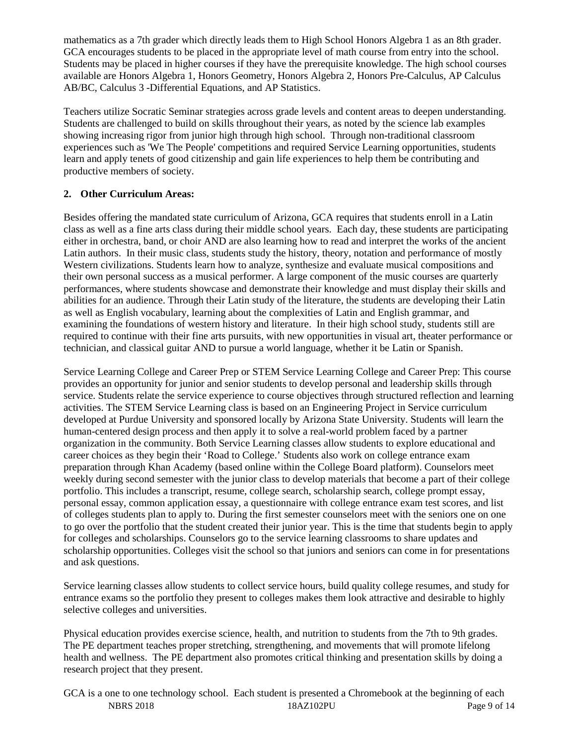mathematics as a 7th grader which directly leads them to High School Honors Algebra 1 as an 8th grader. GCA encourages students to be placed in the appropriate level of math course from entry into the school. Students may be placed in higher courses if they have the prerequisite knowledge. The high school courses available are Honors Algebra 1, Honors Geometry, Honors Algebra 2, Honors Pre-Calculus, AP Calculus AB/BC, Calculus 3 -Differential Equations, and AP Statistics.

Teachers utilize Socratic Seminar strategies across grade levels and content areas to deepen understanding. Students are challenged to build on skills throughout their years, as noted by the science lab examples showing increasing rigor from junior high through high school. Through non-traditional classroom experiences such as 'We The People' competitions and required Service Learning opportunities, students learn and apply tenets of good citizenship and gain life experiences to help them be contributing and productive members of society.

**2. Other Curriculum Areas:**

Besides offering the mandated state curriculum of Arizona, GCA requires that students enroll in a Latin class as well as a fine arts class during their middle school years. Each day, these students are participating either in orchestra, band, or choir AND are also learning how to read and interpret the works of the ancient Latin authors. In their music class, students study the history, theory, notation and performance of mostly Western civilizations. Students learn how to analyze, synthesize and evaluate musical compositions and their own personal success as a musical performer. A large component of the music courses are quarterly performances, where students showcase and demonstrate their knowledge and must display their skills and abilities for an audience. Through their Latin study of the literature, the students are developing their Latin as well as English vocabulary, learning about the complexities of Latin and English grammar, and examining the foundations of western history and literature. In their high school study, students still are required to continue with their fine arts pursuits, with new opportunities in visual art, theater performance or technician, and classical guitar AND to pursue a world language, whether it be Latin or Spanish.

Service Learning College and Career Prep or STEM Service Learning College and Career Prep: This course provides an opportunity for junior and senior students to develop personal and leadership skills through service. Students relate the service experience to course objectives through structured reflection and learning activities. The STEM Service Learning class is based on an Engineering Project in Service curriculum developed at Purdue University and sponsored locally by Arizona State University. Students will learn the human-centered design process and then apply it to solve a real-world problem faced by a partner organization in the community. Both Service Learning classes allow students to explore educational and career choices as they begin their 'Road to College.' Students also work on college entrance exam preparation through Khan Academy (based online within the College Board platform). Counselors meet weekly during second semester with the junior class to develop materials that become a part of their college portfolio. This includes a transcript, resume, college search, scholarship search, college prompt essay, personal essay, common application essay, a questionnaire with college entrance exam test scores, and list of colleges students plan to apply to. During the first semester counselors meet with the seniors one on one to go over the portfolio that the student created their junior year. This is the time that students begin to apply for colleges and scholarships. Counselors go to the service learning classrooms to share updates and scholarship opportunities. Colleges visit the school so that juniors and seniors can come in for presentations and ask questions.

Service learning classes allow students to collect service hours, build quality college resumes, and study for entrance exams so the portfolio they present to colleges makes them look attractive and desirable to highly selective colleges and universities.

Physical education provides exercise science, health, and nutrition to students from the 7th to 9th grades. The PE department teaches proper stretching, strengthening, and movements that will promote lifelong health and wellness. The PE department also promotes critical thinking and presentation skills by doing a research project that they present.

GCA is a one to one technology school. Each student is presented a Chromebook at the beginning of each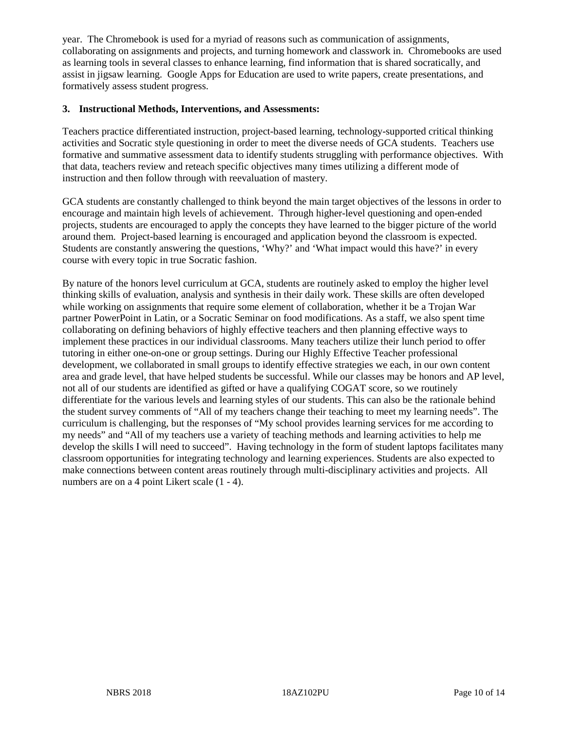year. The Chromebook is used for a myriad of reasons such as communication of assignments, collaborating on assignments and projects, and turning homework and classwork in. Chromebooks are used as learning tools in several classes to enhance learning, find information that is shared socratically, and assist in jigsaw learning. Google Apps for Education are used to write papers, create presentations, and formatively assess student progress.

**3. Instructional Methods, Interventions, and Assessments:**

Teachers practice differentiated instruction, project-based learning, technology-supported critical thinking activities and Socratic style questioning in order to meet the diverse needs of GCA students. Teachers use formative and summative assessment data to identify students struggling with performance objectives. With that data, teachers review and reteach specific objectives many times utilizing a different mode of instruction and then follow through with reevaluation of mastery.

GCA students are constantly challenged to think beyond the main target objectives of the lessons in order to encourage and maintain high levels of achievement. Through higher-level questioning and open-ended projects, students are encouraged to apply the concepts they have learned to the bigger picture of the world around them. Project-based learning is encouraged and application beyond the classroom is expected. Students are constantly answering the questions, 'Why?' and 'What impact would this have?' in every course with every topic in true Socratic fashion.

By nature of the honors level curriculum at GCA, students are routinely asked to employ the higher level thinking skills of evaluation, analysis and synthesis in their daily work. These skills are often developed while working on assignments that require some element of collaboration, whether it be a Trojan War partner PowerPoint in Latin, or a Socratic Seminar on food modifications. As a staff, we also spent time collaborating on defining behaviors of highly effective teachers and then planning effective ways to implement these practices in our individual classrooms. Many teachers utilize their lunch period to offer tutoring in either one-on-one or group settings. During our Highly Effective Teacher professional development, we collaborated in small groups to identify effective strategies we each, in our own content area and grade level, that have helped students be successful. While our classes may be honors and AP level, not all of our students are identified as gifted or have a qualifying COGAT score, so we routinely differentiate for the various levels and learning styles of our students. This can also be the rationale behind the student survey comments of "All of my teachers change their teaching to meet my learning needs". The curriculum is challenging, but the responses of "My school provides learning services for me according to my needs" and "All of my teachers use a variety of teaching methods and learning activities to help me develop the skills I will need to succeed". Having technology in the form of student laptops facilitates many classroom opportunities for integrating technology and learning experiences. Students are also expected to make connections between content areas routinely through multi-disciplinary activities and projects. All numbers are on a 4 point Likert scale (1 - 4).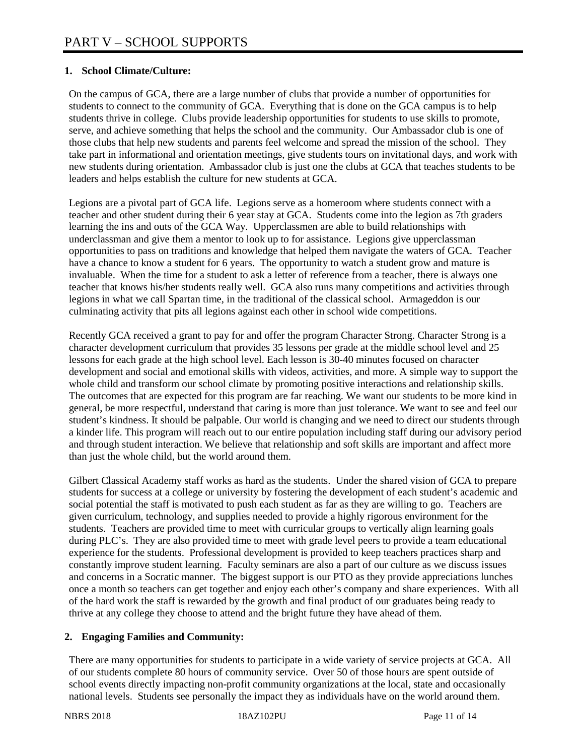# PART V – SCHOOL SUPPORTS

**1. School Climate/Culture:**

On the campus of GCA, there are a large number of clubs that provide a number of opportunities for students to connect to the community of GCA. Everything that is done on the GCA campus is to help students thrive in college. Clubs provide leadership opportunities for students to use skills to promote, serve, and achieve something that helps the school and the community. Our Ambassador club is one of those clubs that help new students and parents feel welcome and spread the mission of the school. They take part in informational and orientation meetings, give students tours on invitational days, and work with new students during orientation. Ambassador club is just one the clubs at GCA that teaches students to be leaders and helps establish the culture for new students at GCA.

Legions are a pivotal part of GCA life. Legions serve as a homeroom where students connect with a teacher and other student during their 6 year stay at GCA. Students come into the legion as 7th graders learning the ins and outs of the GCA Way. Upperclassmen are able to build relationships with underclassman and give them a mentor to look up to for assistance. Legions give upperclassman opportunities to pass on traditions and knowledge that helped them navigate the waters of GCA. Teacher have a chance to know a student for 6 years. The opportunity to watch a student grow and mature is invaluable. When the time for a student to ask a letter of reference from a teacher, there is always one teacher that knows his/her students really well. GCA also runs many competitions and activities through legions in what we call Spartan time, in the traditional of the classical school. Armageddon is our culminating activity that pits all legions against each other in school wide competitions.

Recently GCA received a grant to pay for and offer the program Character Strong. Character Strong is a character development curriculum that provides 35 lessons per grade at the middle school level and 25 lessons for each grade at the high school level. Each lesson is 30-40 minutes focused on character development and social and emotional skills with videos, activities, and more. A simple way to support the whole child and transform our school climate by promoting positive interactions and relationship skills. The outcomes that are expected for this program are far reaching. We want our students to be more kind in general, be more respectful, understand that caring is more than just tolerance. We want to see and feel our student's kindness. It should be palpable. Our world is changing and we need to direct our students through a kinder life. This program will reach out to our entire population including staff during our advisory period and through student interaction. We believe that relationship and soft skills are important and affect more than just the whole child, but the world around them.

Gilbert Classical Academy staff works as hard as the students. Under the shared vision of GCA to prepare students for success at a college or university by fostering the development of each student's academic and social potential the staff is motivated to push each student as far as they are willing to go. Teachers are given curriculum, technology, and supplies needed to provide a highly rigorous environment for the students. Teachers are provided time to meet with curricular groups to vertically align learning goals during PLC's. They are also provided time to meet with grade level peers to provide a team educational experience for the students. Professional development is provided to keep teachers practices sharp and constantly improve student learning. Faculty seminars are also a part of our culture as we discuss issues and concerns in a Socratic manner. The biggest support is our PTO as they provide appreciations lunches once a month so teachers can get together and enjoy each other's company and share experiences. With all of the hard work the staff is rewarded by the growth and final product of our graduates being ready to thrive at any college they choose to attend and the bright future they have ahead of them.

**2. Engaging Families and Community:**

There are many opportunities for students to participate in a wide variety of service projects at GCA. All of our students complete 80 hours of community service. Over 50 of those hours are spent outside of school events directly impacting non-profit community organizations at the local, state and occasionally national levels. Students see personally the impact they as individuals have on the world around them.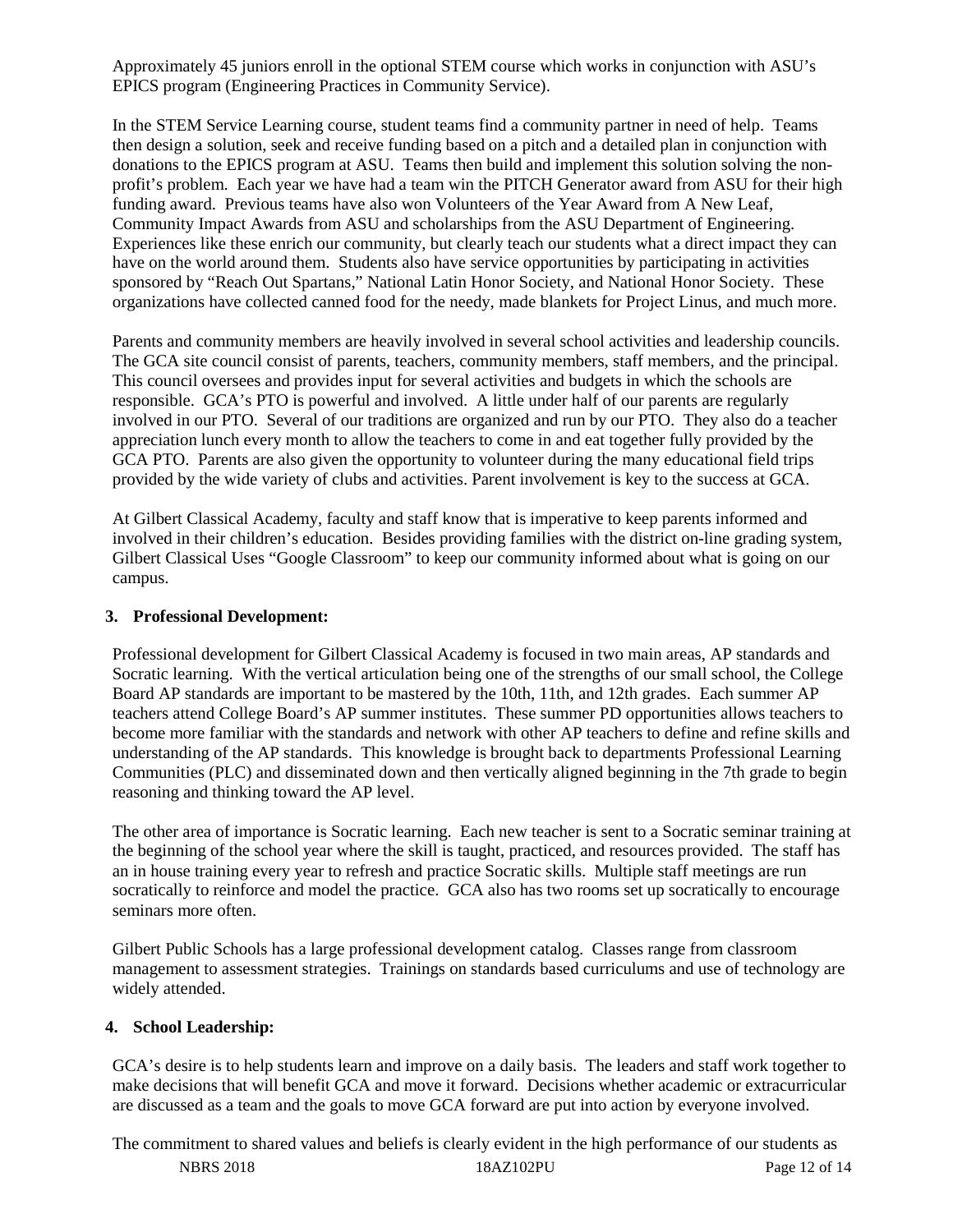Approximately 45 juniors enroll in the optional STEM course which works in conjunction with ASU's EPICS program (Engineering Practices in Community Service).

In the STEM Service Learning course, student teams find a community partner in need of help. Teams then design a solution, seek and receive funding based on a pitch and a detailed plan in conjunction with donations to the EPICS program at ASU. Teams then build and implement this solution solving the non-profit's problem. Each year we have had a team win the PITCH Generator award from ASU for their high funding award. Previous teams have also won Volunteers of the Year Award from A New Leaf, Community Impact Awards from ASU and scholarships from the ASU Department of Engineering. Experiences like these enrich our community, but clearly teach our students what a direct impact they can have on the world around them. Students also have service opportunities by participating in activities sponsored by "Reach Out Spartans," National Latin Honor Society, and National Honor Society. These organizations have collected canned food for the needy, made blankets for Project Linus, and much more.

Parents and community members are heavily involved in several school activities and leadership councils. The GCA site council consist of parents, teachers, community members, staff members, and the principal. This council oversees and provides input for several activities and budgets in which the schools are responsible. GCA's PTO is powerful and involved. A little under half of our parents are regularly involved in our PTO. Several of our traditions are organized and run by our PTO. They also do a teacher appreciation lunch every month to allow the teachers to come in and eat together fully provided by the GCA PTO. Parents are also given the opportunity to volunteer during the many educational field trips provided by the wide variety of clubs and activities. Parent involvement is key to the success at GCA.

At Gilbert Classical Academy, faculty and staff know that is imperative to keep parents informed and involved in their children's education. Besides providing families with the district on-line grading system, Gilbert Classical Uses "Google Classroom" to keep our community informed about what is going on our campus.

**3. Professional Development:**

Professional development for Gilbert Classical Academy is focused in two main areas, AP standards and Socratic learning. With the vertical articulation being one of the strengths of our small school, the College Board AP standards are important to be mastered by the 10th, 11th, and 12th grades. Each summer AP teachers attend College Board's AP summer institutes. These summer PD opportunities allows teachers to become more familiar with the standards and network with other AP teachers to define and refine skills and understanding of the AP standards. This knowledge is brought back to departments Professional Learning Communities (PLC) and disseminated down and then vertically aligned beginning in the 7th grade to begin reasoning and thinking toward the AP level.

The other area of importance is Socratic learning. Each new teacher is sent to a Socratic seminar training at the beginning of the school year where the skill is taught, practiced, and resources provided. The staff has an in house training every year to refresh and practice Socratic skills. Multiple staff meetings are run socratically to reinforce and model the practice. GCA also has two rooms set up socratically to encourage seminars more often.

Gilbert Public Schools has a large professional development catalog. Classes range from classroom management to assessment strategies. Trainings on standards based curriculums and use of technology are widely attended.

**4. School Leadership:**

GCA's desire is to help students learn and improve on a daily basis. The leaders and staff work together to make decisions that will benefit GCA and move it forward. Decisions whether academic or extracurricular are discussed as a team and the goals to move GCA forward are put into action by everyone involved.

The commitment to shared values and beliefs is clearly evident in the high performance of our students as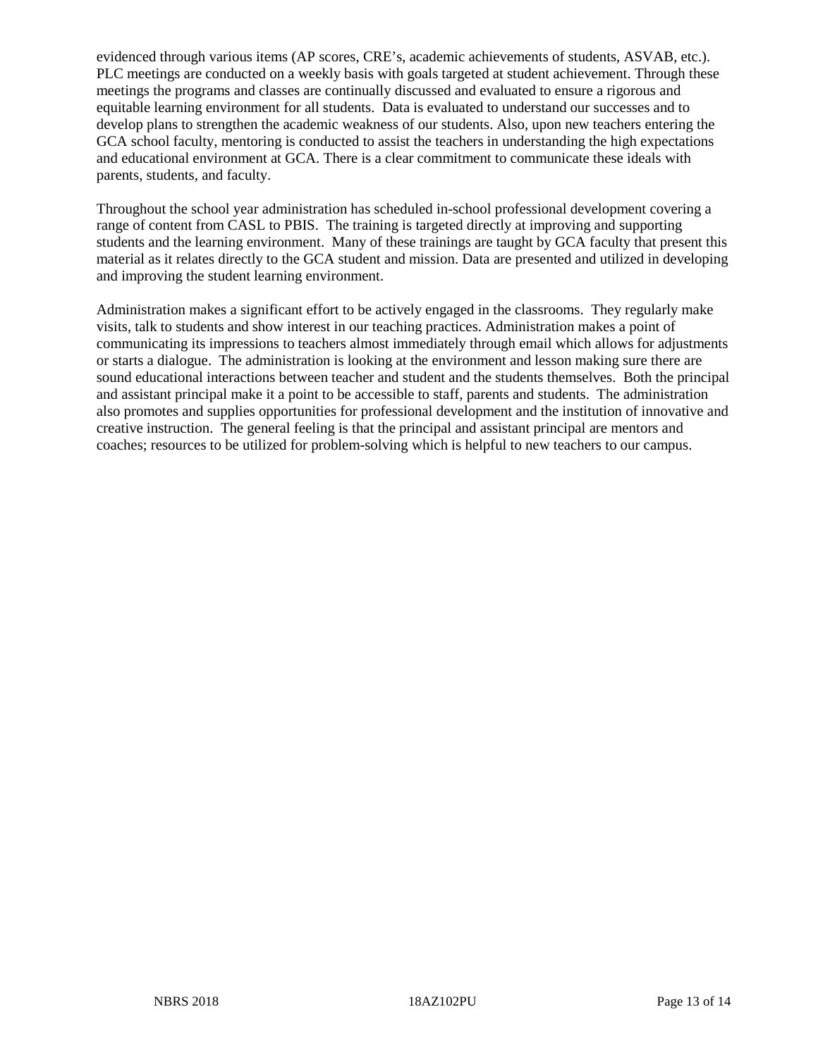evidenced through various items (AP scores, CRE's, academic achievements of students, ASVAB, etc.). PLC meetings are conducted on a weekly basis with goals targeted at student achievement. Through these meetings the programs and classes are continually discussed and evaluated to ensure a rigorous and equitable learning environment for all students. Data is evaluated to understand our successes and to develop plans to strengthen the academic weakness of our students. Also, upon new teachers entering the GCA school faculty, mentoring is conducted to assist the teachers in understanding the high expectations and educational environment at GCA. There is a clear commitment to communicate these ideals with parents, students, and faculty.

Throughout the school year administration has scheduled in-school professional development covering a range of content from CASL to PBIS. The training is targeted directly at improving and supporting students and the learning environment. Many of these trainings are taught by GCA faculty that present this material as it relates directly to the GCA student and mission. Data are presented and utilized in developing and improving the student learning environment.

Administration makes a significant effort to be actively engaged in the classrooms. They regularly make visits, talk to students and show interest in our teaching practices. Administration makes a point of communicating its impressions to teachers almost immediately through email which allows for adjustments or starts a dialogue. The administration is looking at the environment and lesson making sure there are sound educational interactions between teacher and student and the students themselves. Both the principal and assistant principal make it a point to be accessible to staff, parents and students. The administration also promotes and supplies opportunities for professional development and the institution of innovative and creative instruction. The general feeling is that the principal and assistant principal are mentors and coaches; resources to be utilized for problem-solving which is helpful to new teachers to our campus.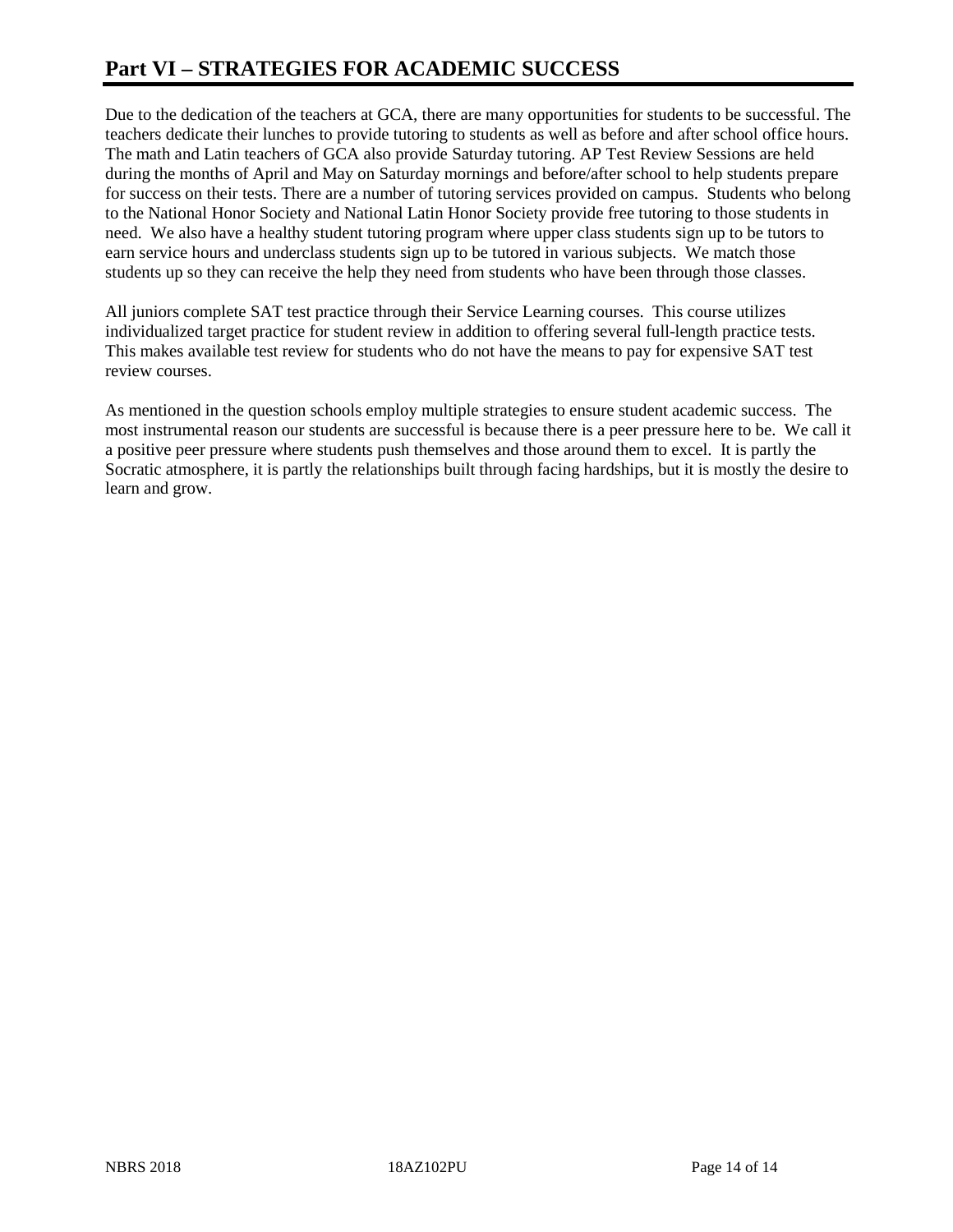# Part VI – STRATEGIES FOR ACADEMIC SUCCESS

Due to the dedication of the teachers at GCA, there are many opportunities for students to be successful. The teachers dedicate their lunches to provide tutoring to students as well as before and after school office hours. The math and Latin teachers of GCA also provide Saturday tutoring. AP Test Review Sessions are held during the months of April and May on Saturday mornings and before/after school to help students prepare for success on their tests. There are a number of tutoring services provided on campus. Students who belong to the National Honor Society and National Latin Honor Society provide free tutoring to those students in need. We also have a healthy student tutoring program where upper class students sign up to be tutors to earn service hours and underclass students sign up to be tutored in various subjects. We match those students up so they can receive the help they need from students who have been through those classes.

All juniors complete SAT test practice through their Service Learning courses. This course utilizes individualized target practice for student review in addition to offering several full-length practice tests. This makes available test review for students who do not have the means to pay for expensive SAT test review courses.

As mentioned in the question schools employ multiple strategies to ensure student academic success. The most instrumental reason our students are successful is because there is a peer pressure here to be. We call it a positive peer pressure where students push themselves and those around them to excel. It is partly the Socratic atmosphere, it is partly the relationships built through facing hardships, but it is mostly the desire to learn and grow.